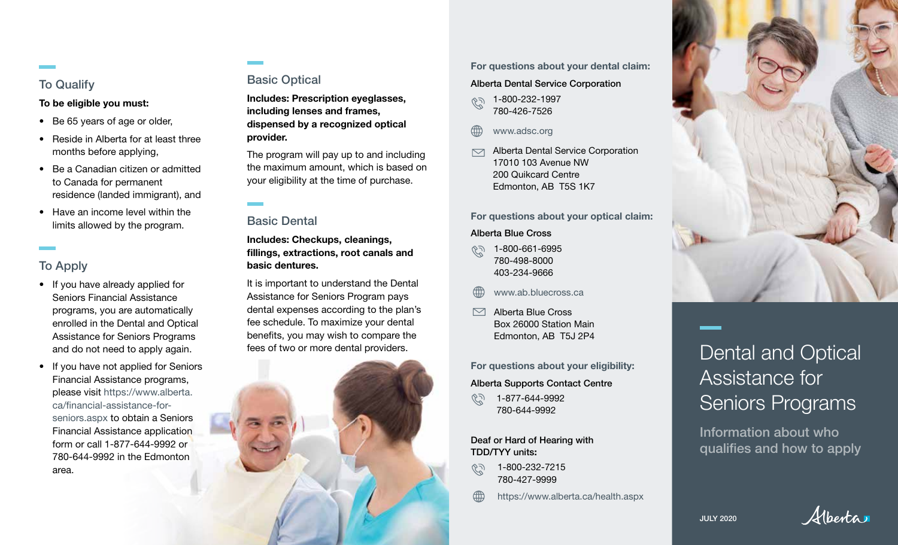## To Qualify

**To be eligible you must:**

- Be 65 years of age or older,
- Reside in Alberta for at least three months before applying,
- Be a Canadian citizen or admitted to Canada for permanent residence (landed immigrant), and
- Have an income level within the limits allowed by the program.

## To Apply

- If you have already applied for Seniors Financial Assistance programs, you are automatically enrolled in the Dental and Optical Assistance for Seniors Programs and do not need to apply again.
- If you have not applied for Seniors Financial Assistance programs, please visit https://www.alberta.ca/financial-assistance-for-seniors.aspx to obtain a Seniors Financial Assistance application form or call 1-877-644-9992 or 780-644-9992 in the Edmonton area.

## Basic Optical

**Includes: Prescription eyeglasses, including lenses and frames, dispensed by a recognized optical provider.**

The program will pay up to and including the maximum amount, which is based on your eligibility at the time of purchase.

## Basic Dental

**Includes: Checkups, cleanings, fillings, extractions, root canals and basic dentures.**

It is important to understand the Dental Assistance for Seniors Program pays dental expenses according to the plan's fee schedule. To maximize your dental benefits, you may wish to compare the fees of two or more dental providers.

### For questions about your dental claim:

Alberta Dental Service Corporation

1-800-232-1997
780-426-7526

www.adsc.org

Alberta Dental Service Corporation
17010 103 Avenue NW
200 Quikcard Centre
Edmonton, AB T5S 1K7

### For questions about your optical claim:

Alberta Blue Cross

1-800-661-6995
780-498-8000
403-234-9666

www.ab.bluecross.ca

Alberta Blue Cross
Box 26000 Station Main
Edmonton, AB T5J 2P4

### For questions about your eligibility:

Alberta Supports Contact Centre

1-877-644-9992
780-644-9992

Deaf or Hard of Hearing with TDD/TYY units:

1-800-232-7215
780-427-9999

https://www.alberta.ca/health.aspx

# Dental and Optical Assistance for Seniors Programs

Information about who qualifies and how to apply

JULY 2020

Alberta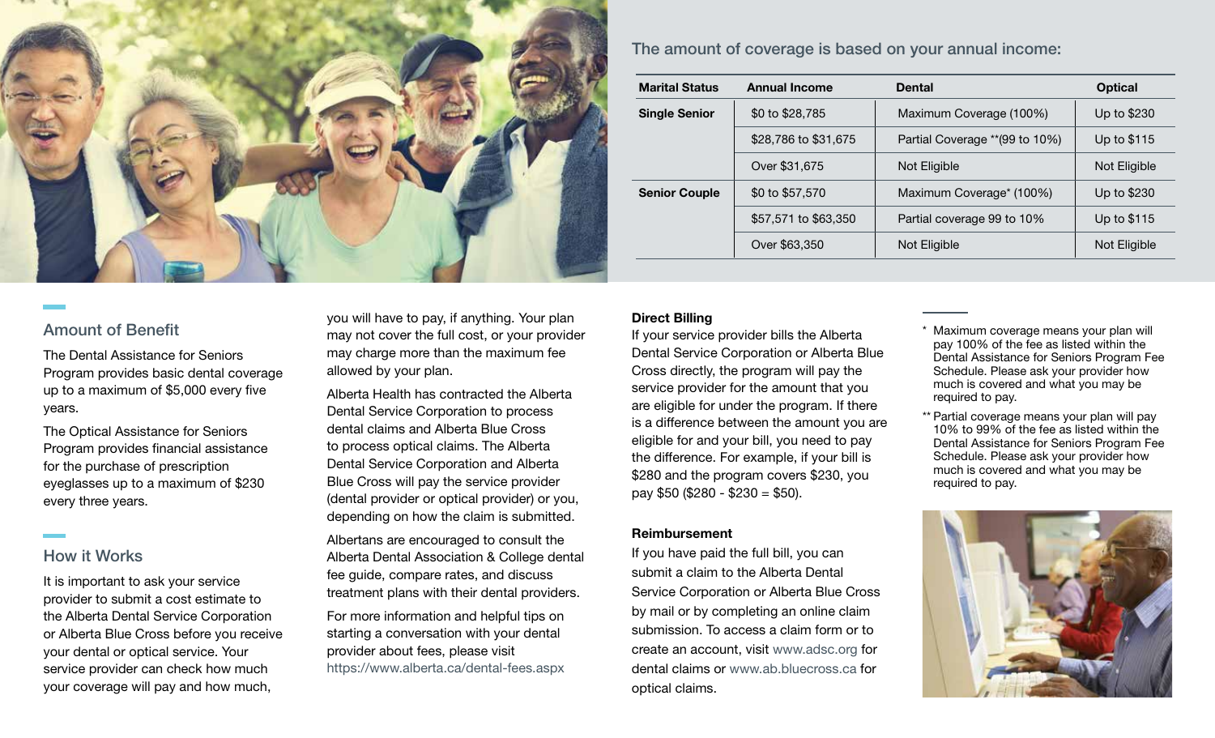The amount of coverage is based on your annual income:

| Marital Status | Annual Income | Dental | Optical |
|---|---|---|---|
| **Single Senior** | $0 to $28,785 | Maximum Coverage (100%) | Up to $230 |
| | $28,786 to $31,675 | Partial Coverage **(99 to 10%) | Up to $115 |
| | Over $31,675 | Not Eligible | Not Eligible |
| **Senior Couple** | $0 to $57,570 | Maximum Coverage* (100%) | Up to $230 |
| | $57,571 to $63,350 | Partial coverage 99 to 10% | Up to $115 |
| | Over $63,350 | Not Eligible | Not Eligible |

## Amount of Benefit

The Dental Assistance for Seniors Program provides basic dental coverage up to a maximum of $5,000 every five years.

The Optical Assistance for Seniors Program provides financial assistance for the purchase of prescription eyeglasses up to a maximum of $230 every three years.

## How it Works

It is important to ask your service provider to submit a cost estimate to the Alberta Dental Service Corporation or Alberta Blue Cross before you receive your dental or optical service. Your service provider can check how much your coverage will pay and how much, you will have to pay, if anything. Your plan may not cover the full cost, or your provider may charge more than the maximum fee allowed by your plan.

Alberta Health has contracted the Alberta Dental Service Corporation to process dental claims and Alberta Blue Cross to process optical claims. The Alberta Dental Service Corporation and Alberta Blue Cross will pay the service provider (dental provider or optical provider) or you, depending on how the claim is submitted.

Albertans are encouraged to consult the Alberta Dental Association & College dental fee guide, compare rates, and discuss treatment plans with their dental providers.

For more information and helpful tips on starting a conversation with your dental provider about fees, please visit https://www.alberta.ca/dental-fees.aspx

**Direct Billing**

If your service provider bills the Alberta Dental Service Corporation or Alberta Blue Cross directly, the program will pay the service provider for the amount that you are eligible for under the program. If there is a difference between the amount you are eligible for and your bill, you need to pay the difference. For example, if your bill is $280 and the program covers $230, you pay $50 ($280 - $230 = $50).

**Reimbursement**

If you have paid the full bill, you can submit a claim to the Alberta Dental Service Corporation or Alberta Blue Cross by mail or by completing an online claim submission. To access a claim form or to create an account, visit www.adsc.org for dental claims or www.ab.bluecross.ca for optical claims.

* Maximum coverage means your plan will pay 100% of the fee as listed within the Dental Assistance for Seniors Program Fee Schedule. Please ask your provider how much is covered and what you may be required to pay.

** Partial coverage means your plan will pay 10% to 99% of the fee as listed within the Dental Assistance for Seniors Program Fee Schedule. Please ask your provider how much is covered and what you may be required to pay.